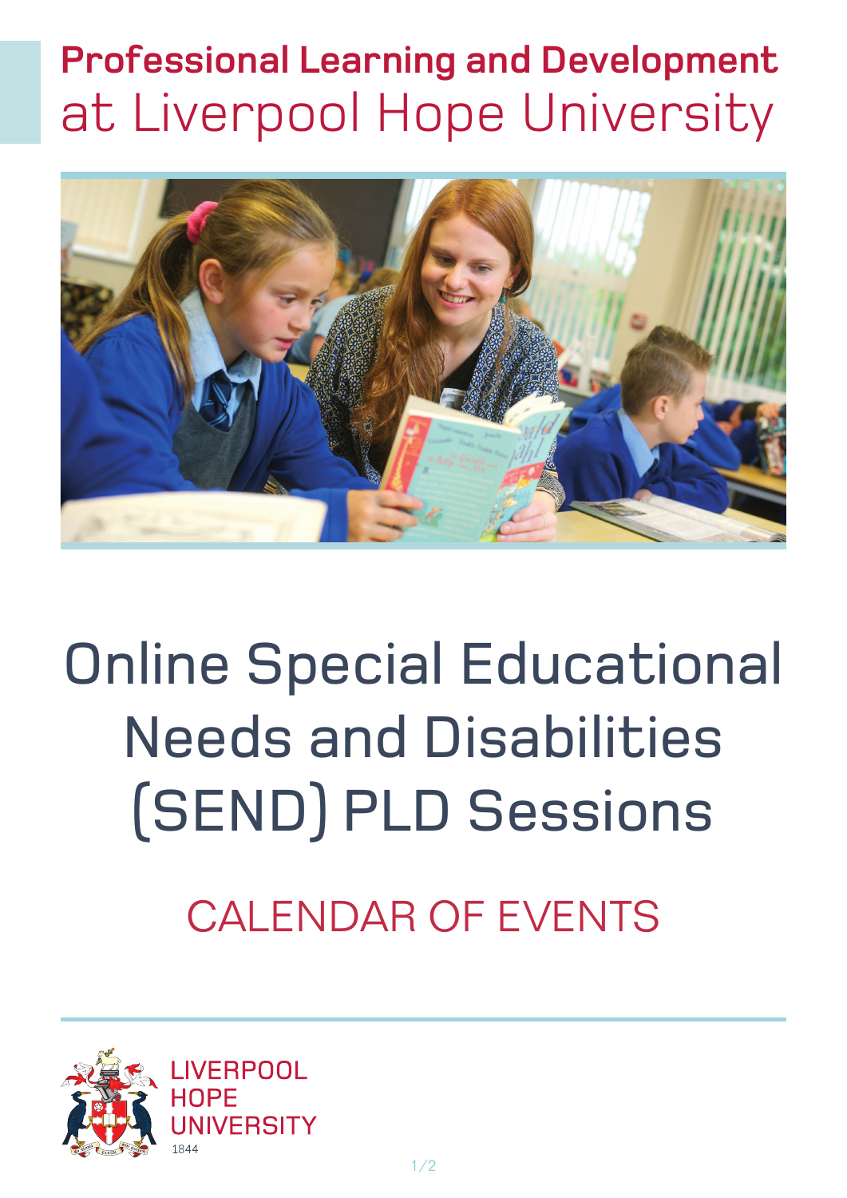# Professional Learning and Development
## at Liverpool Hope University

# Online Special Educational Needs and Disabilities (SEND) PLD Sessions

## CALENDAR OF EVENTS

LIVERPOOL
HOPE
UNIVERSITY
1844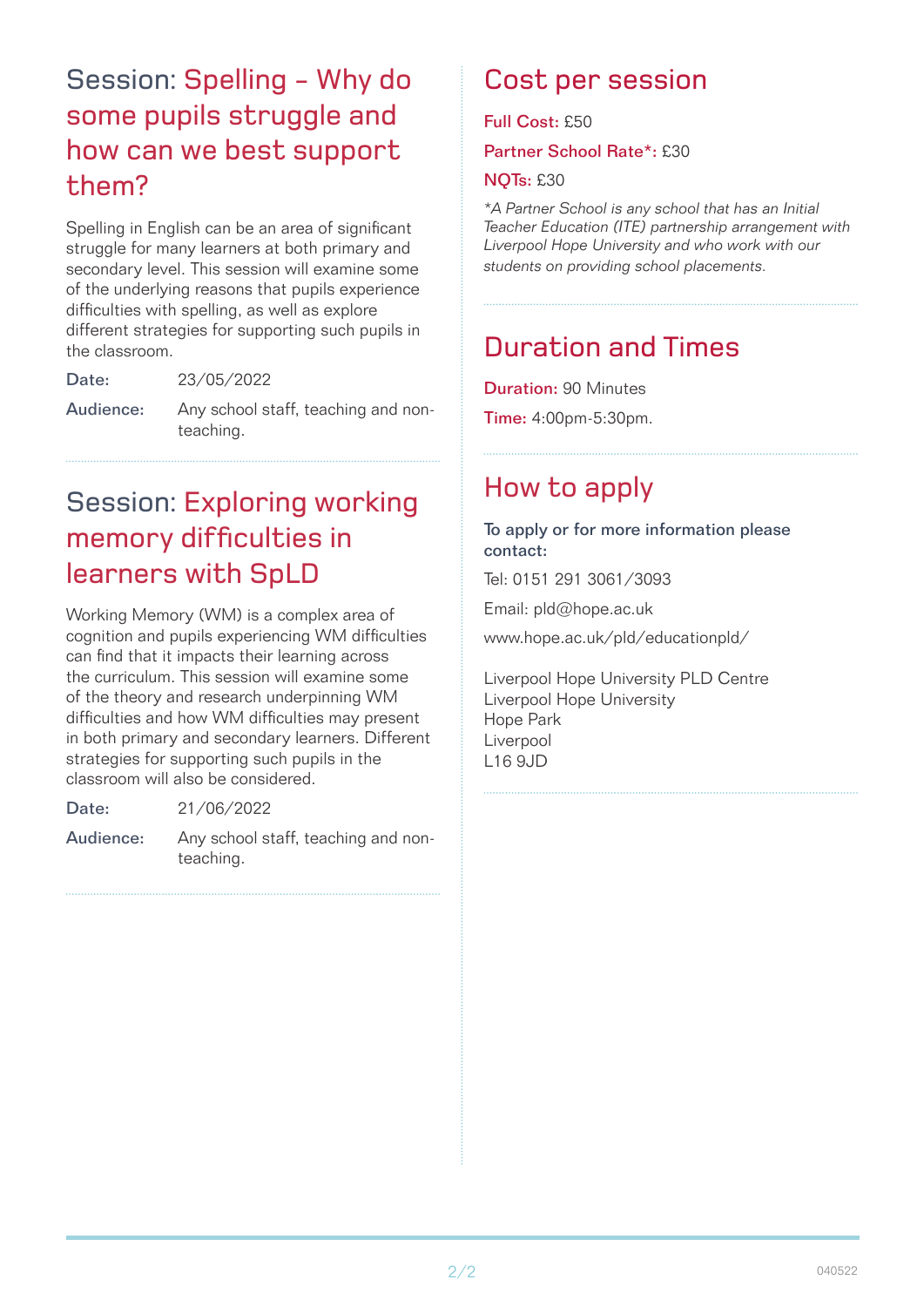## Session: Spelling – Why do some pupils struggle and how can we best support them?

Spelling in English can be an area of significant struggle for many learners at both primary and secondary level. This session will examine some of the underlying reasons that pupils experience difficulties with spelling, as well as explore different strategies for supporting such pupils in the classroom.

**Date:** 23/05/2022

**Audience:** Any school staff, teaching and non-teaching.

## Session: Exploring working memory difficulties in learners with SpLD

Working Memory (WM) is a complex area of cognition and pupils experiencing WM difficulties can find that it impacts their learning across the curriculum. This session will examine some of the theory and research underpinning WM difficulties and how WM difficulties may present in both primary and secondary learners. Different strategies for supporting such pupils in the classroom will also be considered.

**Date:** 21/06/2022

**Audience:** Any school staff, teaching and non-teaching.

## Cost per session

**Full Cost:** £50

**Partner School Rate*:** £30

**NQTs:** £30

*\*A Partner School is any school that has an Initial Teacher Education (ITE) partnership arrangement with Liverpool Hope University and who work with our students on providing school placements.*

## Duration and Times

**Duration:** 90 Minutes

**Time:** 4:00pm-5:30pm.

## How to apply

**To apply or for more information please contact:**

Tel: 0151 291 3061/3093

Email: pld@hope.ac.uk

www.hope.ac.uk/pld/educationpld/

Liverpool Hope University PLD Centre
Liverpool Hope University
Hope Park
Liverpool
L16 9JD

040522